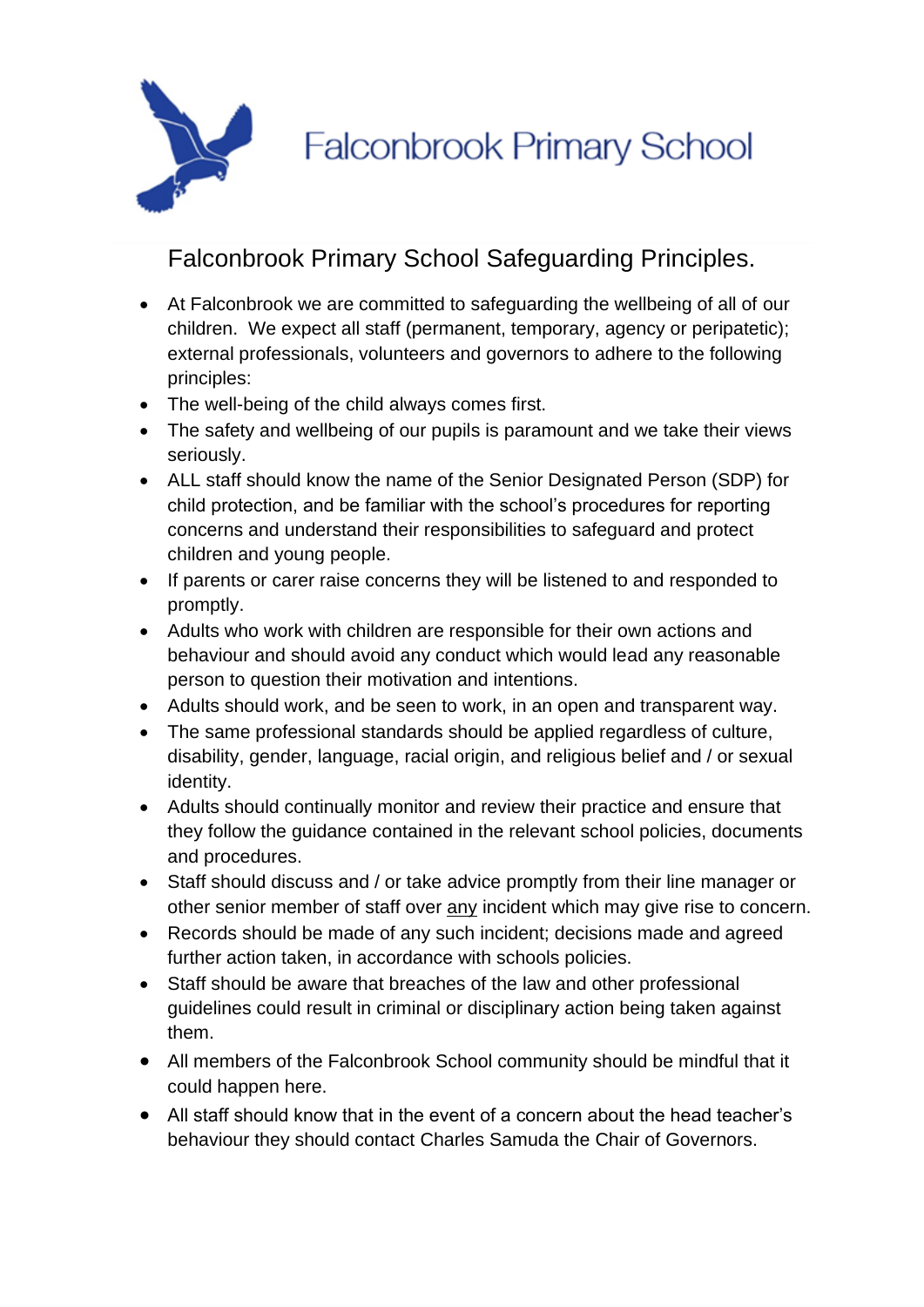# Falconbrook Primary School

## Falconbrook Primary School Safeguarding Principles.

- At Falconbrook we are committed to safeguarding the wellbeing of all of our children. We expect all staff (permanent, temporary, agency or peripatetic); external professionals, volunteers and governors to adhere to the following principles:
- The well-being of the child always comes first.
- The safety and wellbeing of our pupils is paramount and we take their views seriously.
- ALL staff should know the name of the Senior Designated Person (SDP) for child protection, and be familiar with the school's procedures for reporting concerns and understand their responsibilities to safeguard and protect children and young people.
- If parents or carer raise concerns they will be listened to and responded to promptly.
- Adults who work with children are responsible for their own actions and behaviour and should avoid any conduct which would lead any reasonable person to question their motivation and intentions.
- Adults should work, and be seen to work, in an open and transparent way.
- The same professional standards should be applied regardless of culture, disability, gender, language, racial origin, and religious belief and / or sexual identity.
- Adults should continually monitor and review their practice and ensure that they follow the guidance contained in the relevant school policies, documents and procedures.
- Staff should discuss and / or take advice promptly from their line manager or other senior member of staff over <u>any</u> incident which may give rise to concern.
- Records should be made of any such incident; decisions made and agreed further action taken, in accordance with schools policies.
- Staff should be aware that breaches of the law and other professional guidelines could result in criminal or disciplinary action being taken against them.
- All members of the Falconbrook School community should be mindful that it could happen here.
- All staff should know that in the event of a concern about the head teacher's behaviour they should contact Charles Samuda the Chair of Governors.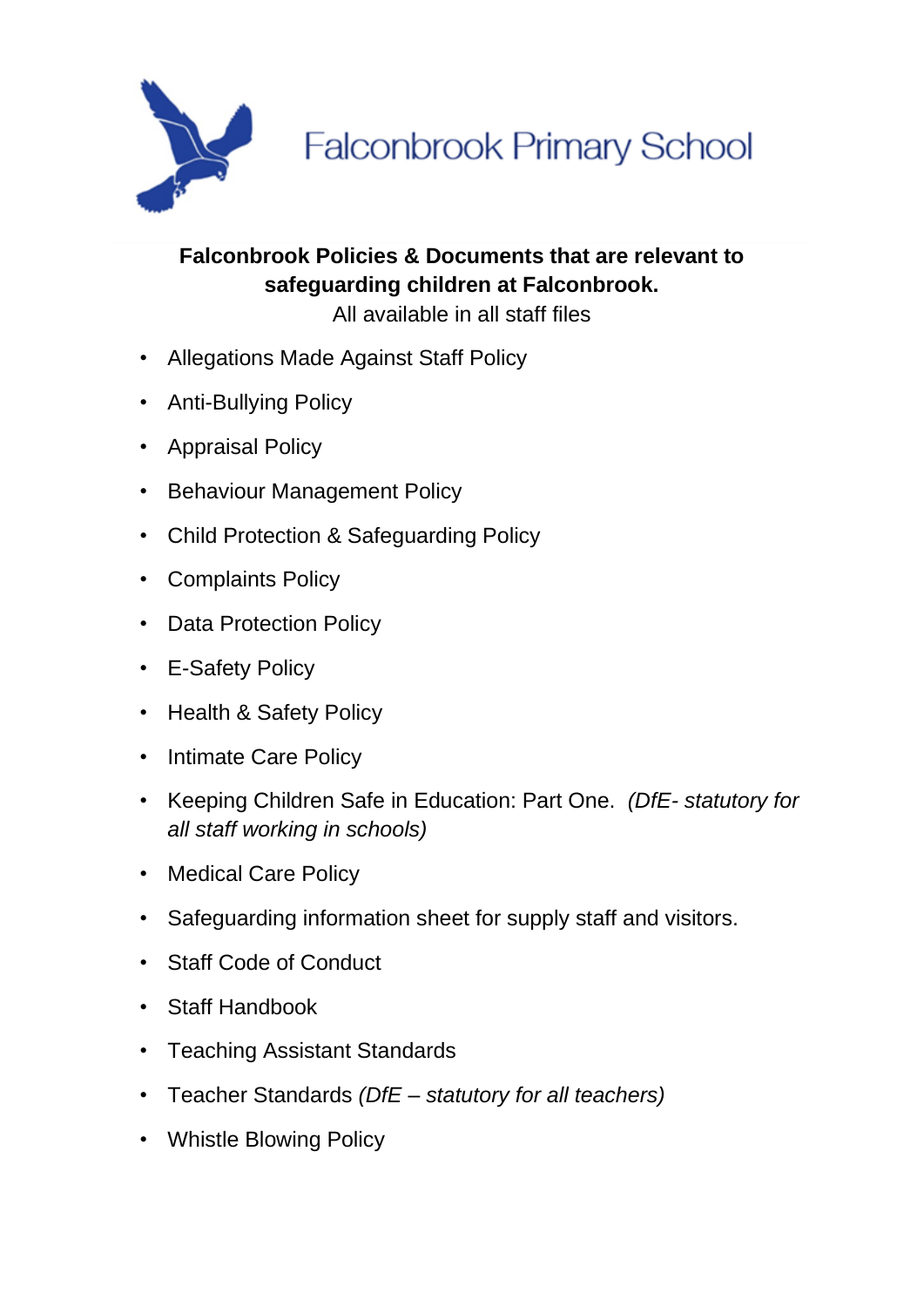Falconbrook Primary School

**Falconbrook Policies & Documents that are relevant to safeguarding children at Falconbrook.**

All available in all staff files

- Allegations Made Against Staff Policy
- Anti-Bullying Policy
- Appraisal Policy
- Behaviour Management Policy
- Child Protection & Safeguarding Policy
- Complaints Policy
- Data Protection Policy
- E-Safety Policy
- Health & Safety Policy
- Intimate Care Policy
- Keeping Children Safe in Education: Part One. *(DfE- statutory for all staff working in schools)*
- Medical Care Policy
- Safeguarding information sheet for supply staff and visitors.
- Staff Code of Conduct
- Staff Handbook
- Teaching Assistant Standards
- Teacher Standards *(DfE – statutory for all teachers)*
- Whistle Blowing Policy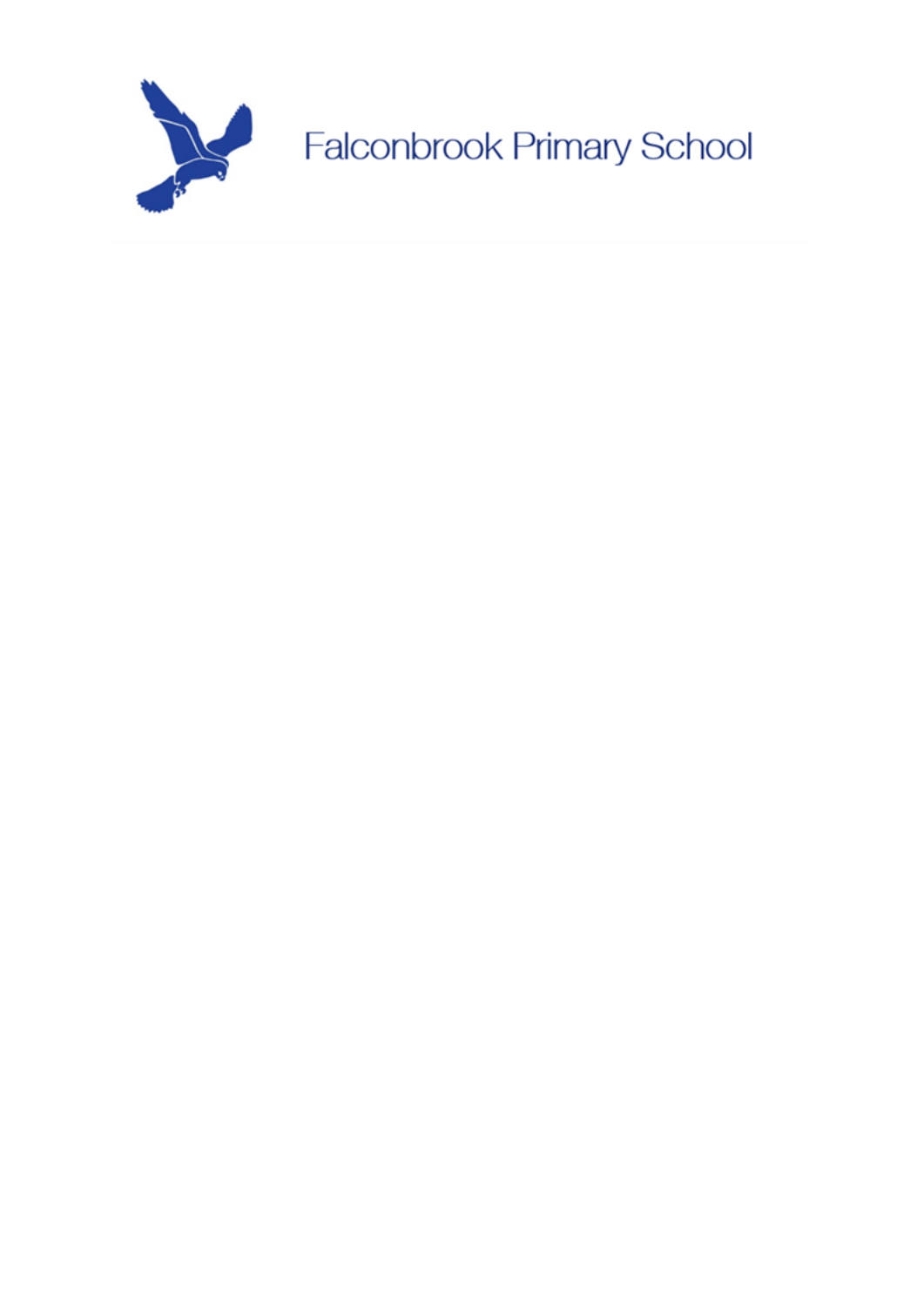Falconbrook Primary School